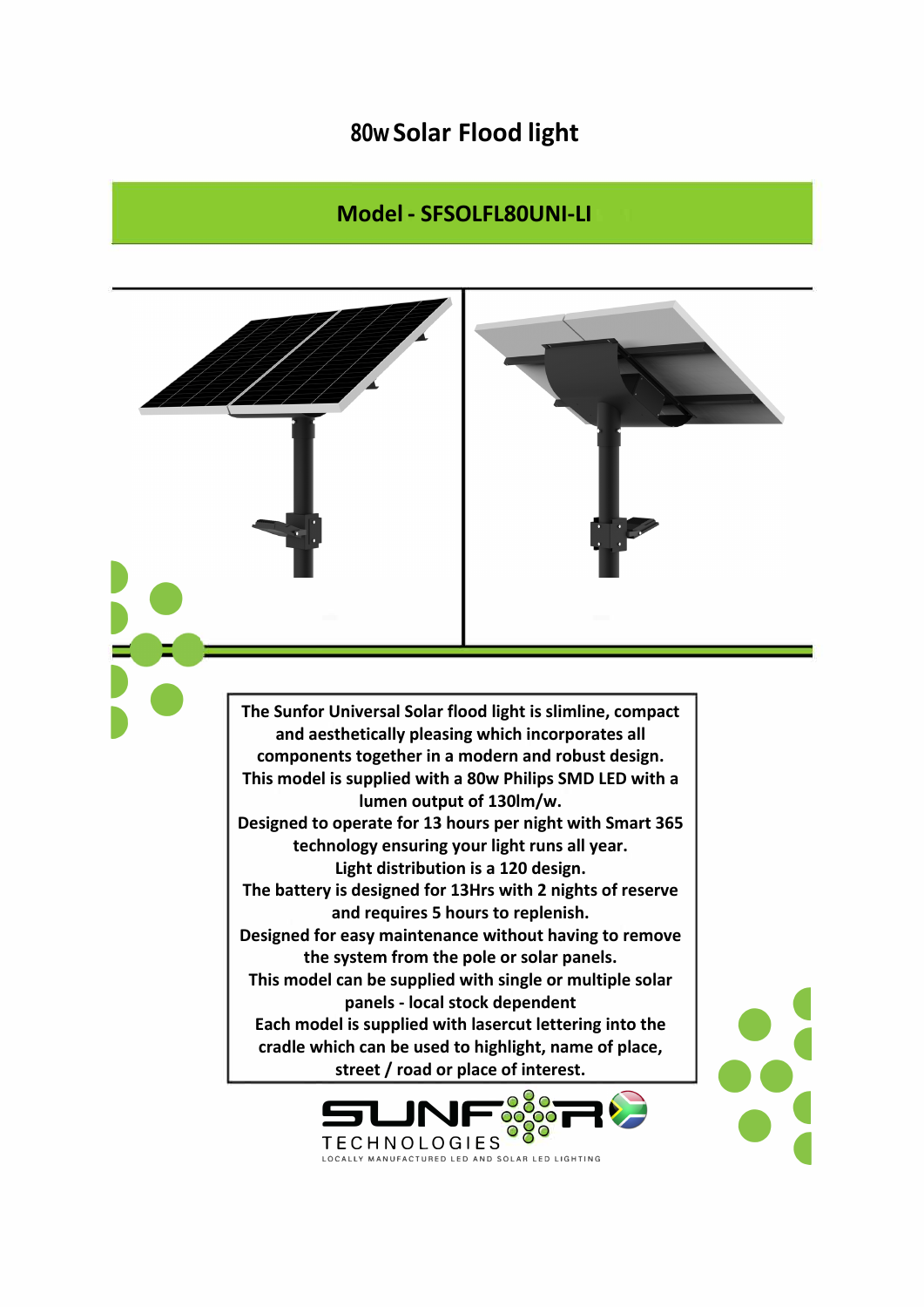# 80w Solar Flood light

## Model - SFSOLFL80UNI-LI

The Sunfor Universal Solar flood light is slimline, compact and aesthetically pleasing which incorporates all components together in a modern and robust design.
This model is supplied with a 80w Philips SMD LED with a lumen output of 130lm/w.
Designed to operate for 13 hours per night with Smart 365 technology ensuring your light runs all year.
Light distribution is a 120 design.
The battery is designed for 13Hrs with 2 nights of reserve and requires 5 hours to replenish.
Designed for easy maintenance without having to remove the system from the pole or solar panels.
This model can be supplied with single or multiple solar panels - local stock dependent
Each model is supplied with lasercut lettering into the cradle which can be used to highlight, name of place, street / road or place of interest.

SUNFOR TECHNOLOGIES
LOCALLY MANUFACTURED LED AND SOLAR LED LIGHTING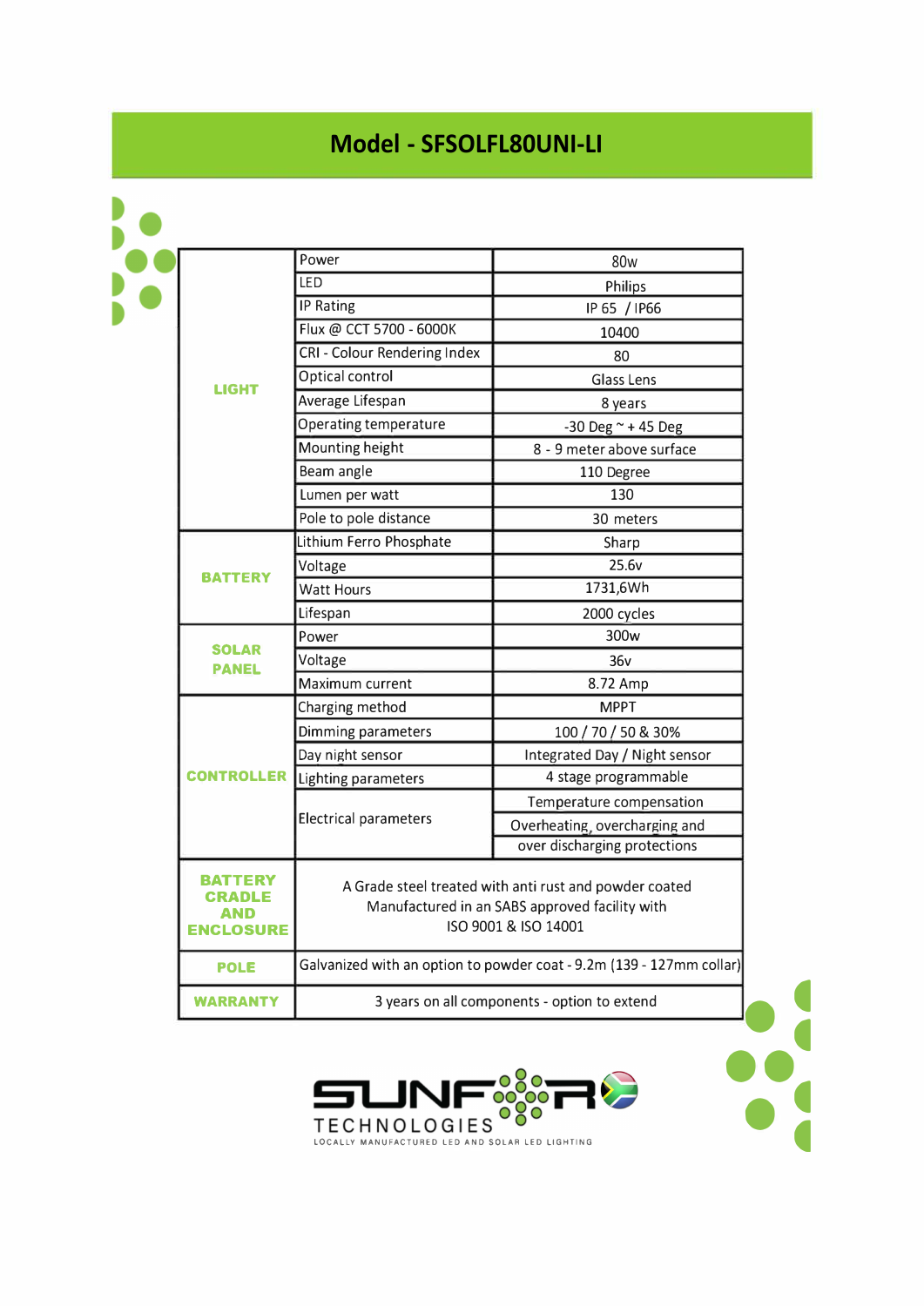# Model - SFSOLFL80UNI-LI

| | | |
|---|---|---|
| LIGHT | Power | 80w |
| | LED | Philips |
| | IP Rating | IP 65 / IP66 |
| | Flux @ CCT 5700 - 6000K | 10400 |
| | CRI - Colour Rendering Index | 80 |
| | Optical control | Glass Lens |
| | Average Lifespan | 8 years |
| | Operating temperature | -30 Deg ~ + 45 Deg |
| | Mounting height | 8 - 9 meter above surface |
| | Beam angle | 110 Degree |
| | Lumen per watt | 130 |
| | Pole to pole distance | 30 meters |
| BATTERY | Lithium Ferro Phosphate | Sharp |
| | Voltage | 25.6v |
| | Watt Hours | 1731,6Wh |
| | Lifespan | 2000 cycles |
| SOLAR PANEL | Power | 300w |
| | Voltage | 36v |
| | Maximum current | 8.72 Amp |
| CONTROLLER | Charging method | MPPT |
| | Dimming parameters | 100 / 70 / 50 & 30% |
| | Day night sensor | Integrated Day / Night sensor |
| | Lighting parameters | 4 stage programmable |
| | Electrical parameters | Temperature compensation |
| | | Overheating, overcharging and over discharging protections |
| BATTERY CRADLE AND ENCLOSURE | A Grade steel treated with anti rust and powder coated Manufactured in an SABS approved facility with ISO 9001 & ISO 14001 | |
| POLE | Galvanized with an option to powder coat - 9.2m (139 - 127mm collar) | |
| WARRANTY | 3 years on all components - option to extend | |

SUNFOR TECHNOLOGIES

LOCALLY MANUFACTURED LED AND SOLAR LED LIGHTING